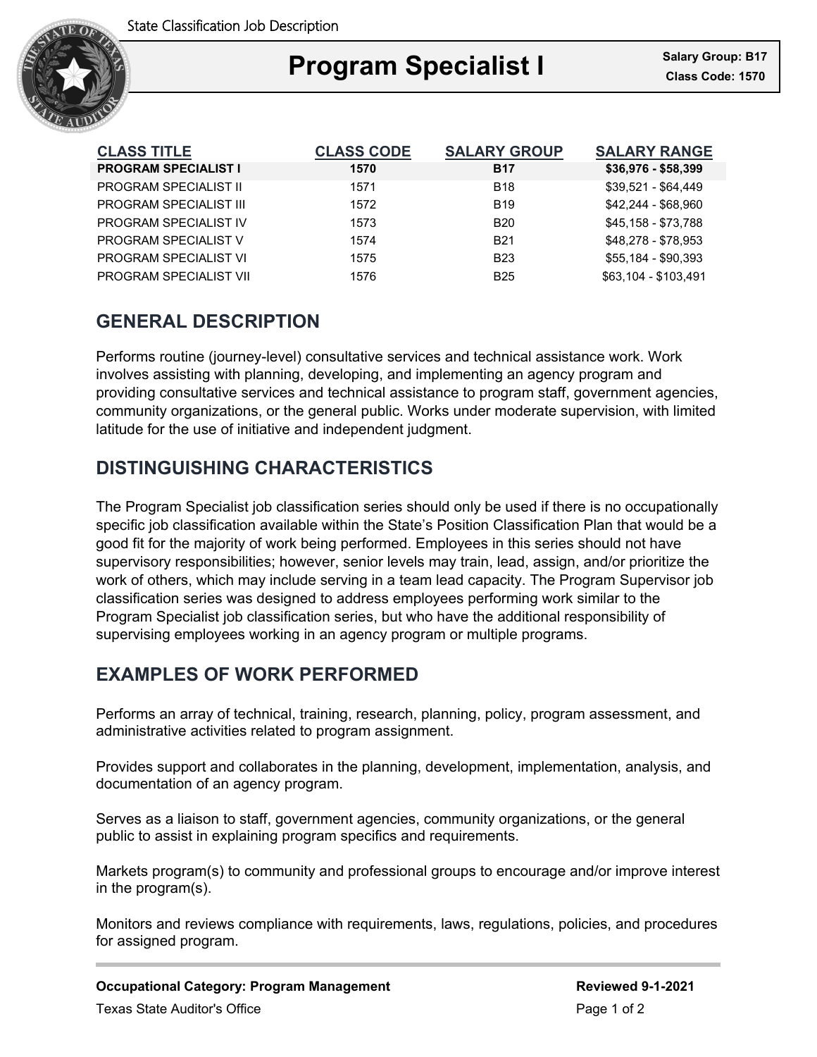State Classification Job Description

# Program Specialist I

**Salary Group: B17**
**Class Code: 1570**

| CLASS TITLE | CLASS CODE | SALARY GROUP | SALARY RANGE |
|---|---|---|---|
| **PROGRAM SPECIALIST I** | **1570** | **B17** | **$36,976 - $58,399** |
| PROGRAM SPECIALIST II | 1571 | B18 | $39,521 - $64,449 |
| PROGRAM SPECIALIST III | 1572 | B19 | $42,244 - $68,960 |
| PROGRAM SPECIALIST IV | 1573 | B20 | $45,158 - $73,788 |
| PROGRAM SPECIALIST V | 1574 | B21 | $48,278 - $78,953 |
| PROGRAM SPECIALIST VI | 1575 | B23 | $55,184 - $90,393 |
| PROGRAM SPECIALIST VII | 1576 | B25 | $63,104 - $103,491 |

## GENERAL DESCRIPTION

Performs routine (journey-level) consultative services and technical assistance work. Work involves assisting with planning, developing, and implementing an agency program and providing consultative services and technical assistance to program staff, government agencies, community organizations, or the general public. Works under moderate supervision, with limited latitude for the use of initiative and independent judgment.

## DISTINGUISHING CHARACTERISTICS

The Program Specialist job classification series should only be used if there is no occupationally specific job classification available within the State's Position Classification Plan that would be a good fit for the majority of work being performed. Employees in this series should not have supervisory responsibilities; however, senior levels may train, lead, assign, and/or prioritize the work of others, which may include serving in a team lead capacity. The Program Supervisor job classification series was designed to address employees performing work similar to the Program Specialist job classification series, but who have the additional responsibility of supervising employees working in an agency program or multiple programs.

## EXAMPLES OF WORK PERFORMED

Performs an array of technical, training, research, planning, policy, program assessment, and administrative activities related to program assignment.

Provides support and collaborates in the planning, development, implementation, analysis, and documentation of an agency program.

Serves as a liaison to staff, government agencies, community organizations, or the general public to assist in explaining program specifics and requirements.

Markets program(s) to community and professional groups to encourage and/or improve interest in the program(s).

Monitors and reviews compliance with requirements, laws, regulations, policies, and procedures for assigned program.

**Occupational Category: Program Management**

**Reviewed 9-1-2021**

Texas State Auditor's Office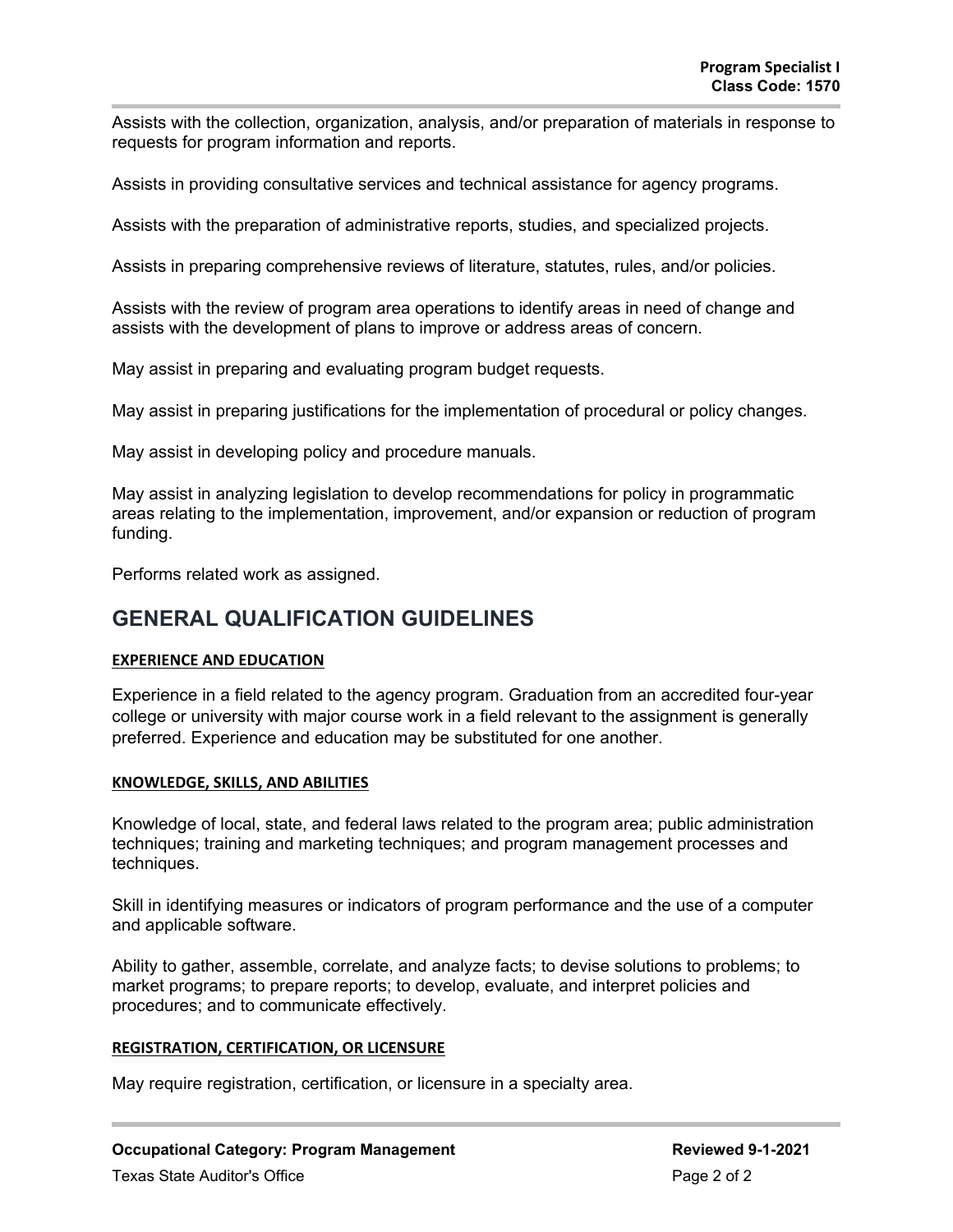Assists with the collection, organization, analysis, and/or preparation of materials in response to requests for program information and reports.

Assists in providing consultative services and technical assistance for agency programs.

Assists with the preparation of administrative reports, studies, and specialized projects.

Assists in preparing comprehensive reviews of literature, statutes, rules, and/or policies.

Assists with the review of program area operations to identify areas in need of change and assists with the development of plans to improve or address areas of concern.

May assist in preparing and evaluating program budget requests.

May assist in preparing justifications for the implementation of procedural or policy changes.

May assist in developing policy and procedure manuals.

May assist in analyzing legislation to develop recommendations for policy in programmatic areas relating to the implementation, improvement, and/or expansion or reduction of program funding.

Performs related work as assigned.

## GENERAL QUALIFICATION GUIDELINES

### EXPERIENCE AND EDUCATION

Experience in a field related to the agency program. Graduation from an accredited four-year college or university with major course work in a field relevant to the assignment is generally preferred. Experience and education may be substituted for one another.

### KNOWLEDGE, SKILLS, AND ABILITIES

Knowledge of local, state, and federal laws related to the program area; public administration techniques; training and marketing techniques; and program management processes and techniques.

Skill in identifying measures or indicators of program performance and the use of a computer and applicable software.

Ability to gather, assemble, correlate, and analyze facts; to devise solutions to problems; to market programs; to prepare reports; to develop, evaluate, and interpret policies and procedures; and to communicate effectively.

### REGISTRATION, CERTIFICATION, OR LICENSURE

May require registration, certification, or licensure in a specialty area.